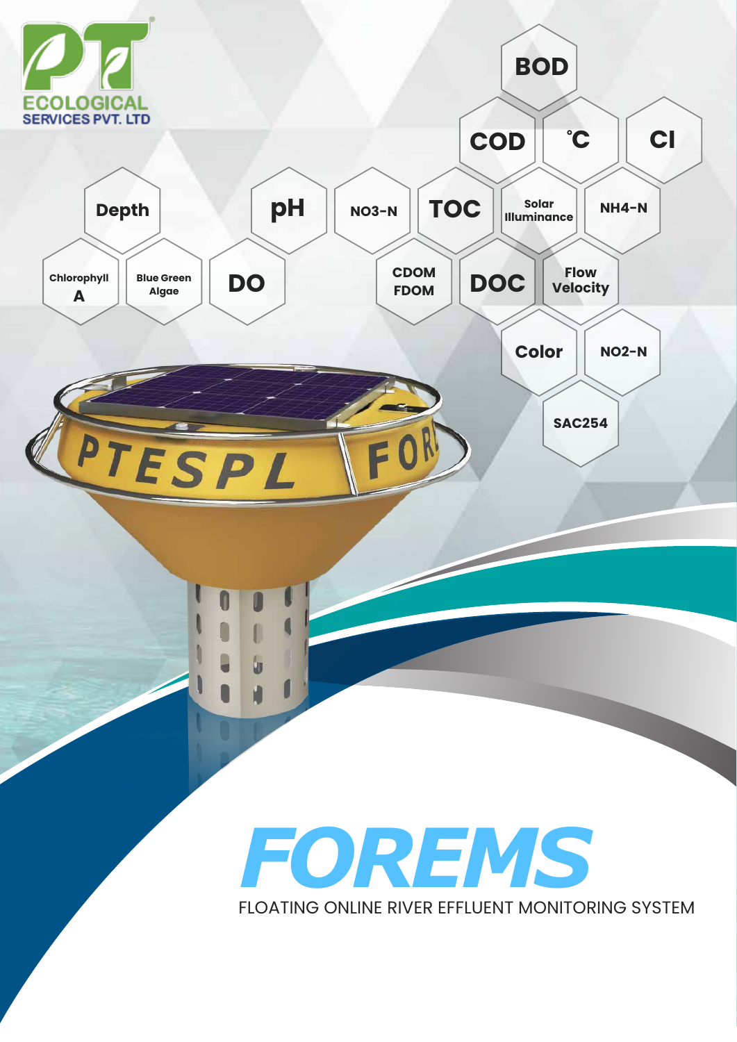PT
ECOLOGICAL
SERVICES PVT. LTD

BOD

COD

°C

Cl

Depth

pH

NO3-N

TOC

Solar Illuminance

NH4-N

Chlorophyll A

Blue Green Algae

DO

CDOM FDOM

DOC

Flow Velocity

Color

NO2-N

SAC254

# FOREMS

FLOATING ONLINE RIVER EFFLUENT MONITORING SYSTEM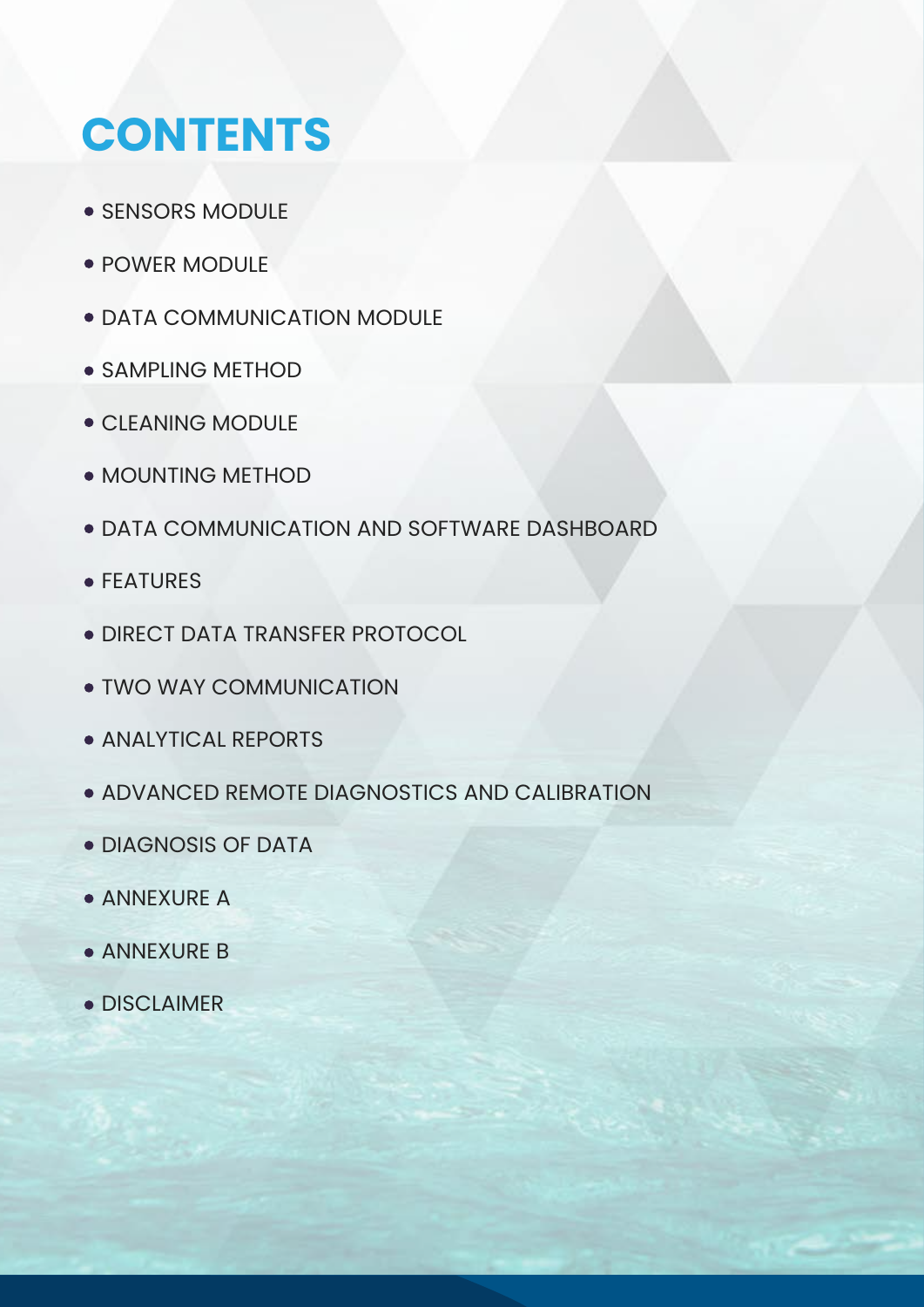# CONTENTS

- SENSORS MODULE
- POWER MODULE
- DATA COMMUNICATION MODULE
- SAMPLING METHOD
- CLEANING MODULE
- MOUNTING METHOD
- DATA COMMUNICATION AND SOFTWARE DASHBOARD
- FEATURES
- DIRECT DATA TRANSFER PROTOCOL
- TWO WAY COMMUNICATION
- ANALYTICAL REPORTS
- ADVANCED REMOTE DIAGNOSTICS AND CALIBRATION
- DIAGNOSIS OF DATA
- ANNEXURE A
- ANNEXURE B
- DISCLAIMER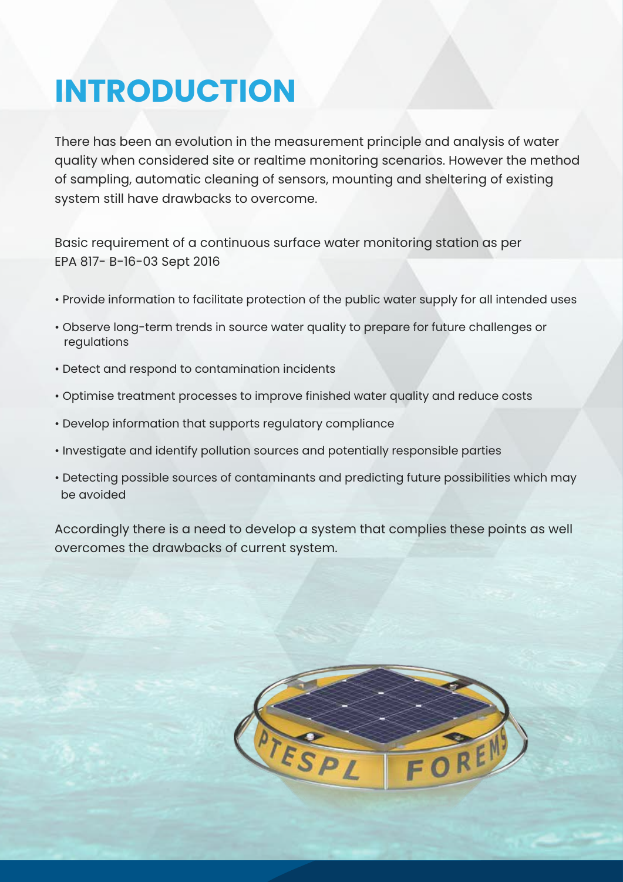# INTRODUCTION

There has been an evolution in the measurement principle and analysis of water quality when considered site or realtime monitoring scenarios. However the method of sampling, automatic cleaning of sensors, mounting and sheltering of existing system still have drawbacks to overcome.

Basic requirement of a continuous surface water monitoring station as per EPA 817- B-16-03 Sept 2016

- Provide information to facilitate protection of the public water supply for all intended uses
- Observe long-term trends in source water quality to prepare for future challenges or regulations
- Detect and respond to contamination incidents
- Optimise treatment processes to improve finished water quality and reduce costs
- Develop information that supports regulatory compliance
- Investigate and identify pollution sources and potentially responsible parties
- Detecting possible sources of contaminants and predicting future possibilities which may be avoided

Accordingly there is a need to develop a system that complies these points as well overcomes the drawbacks of current system.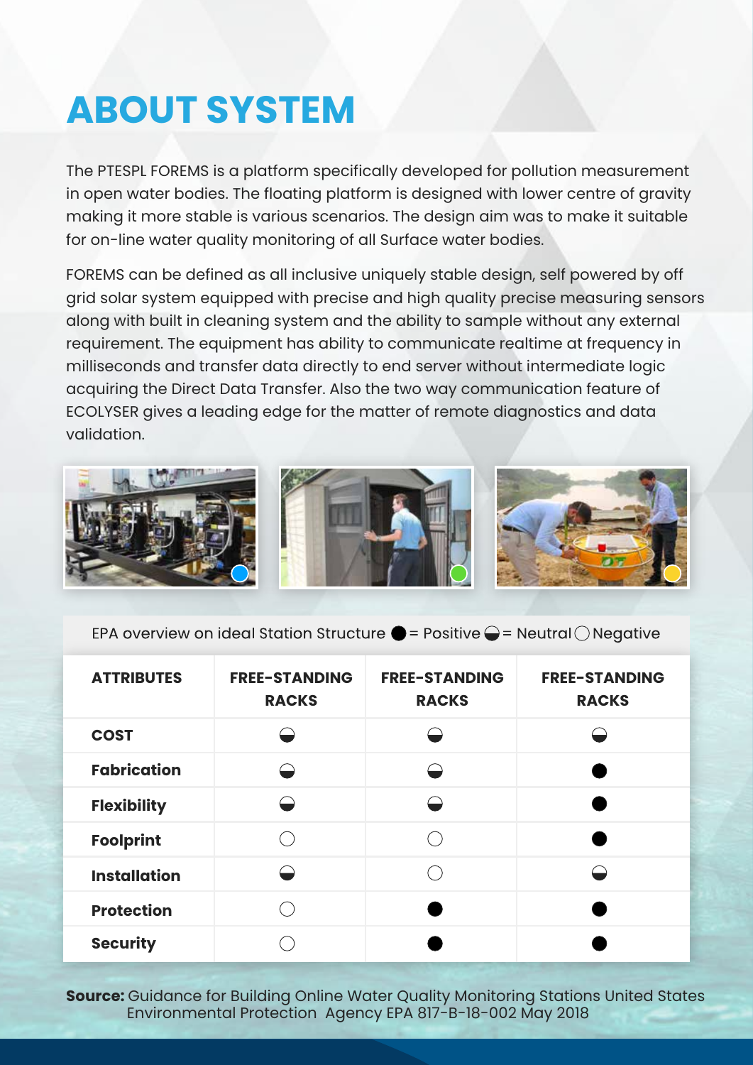# ABOUT SYSTEM

The PTESPL FOREMS is a platform specifically developed for pollution measurement in open water bodies. The floating platform is designed with lower centre of gravity making it more stable is various scenarios. The design aim was to make it suitable for on-line water quality monitoring of all Surface water bodies.

FOREMS can be defined as all inclusive uniquely stable design, self powered by off grid solar system equipped with precise and high quality precise measuring sensors along with built in cleaning system and the ability to sample without any external requirement. The equipment has ability to communicate realtime at frequency in milliseconds and transfer data directly to end server without intermediate logic acquiring the Direct Data Transfer. Also the two way communication feature of ECOLYSER gives a leading edge for the matter of remote diagnostics and data validation.

EPA overview on ideal Station Structure ● = Positive ◒ = Neutral ○ Negative

| ATTRIBUTES | FREE-STANDING RACKS | FREE-STANDING RACKS | FREE-STANDING RACKS |
|---|---|---|---|
| COST | ◒ | ◒ | ◒ |
| Fabrication | ◒ | ◒ | ● |
| Flexibility | ◒ | ◒ | ● |
| Foolprint | ○ | ○ | ● |
| Installation | ◒ | ○ | ◒ |
| Protection | ○ | ● | ● |
| Security | ○ | ● | ● |

**Source:** Guidance for Building Online Water Quality Monitoring Stations United States Environmental Protection Agency EPA 817-B-18-002 May 2018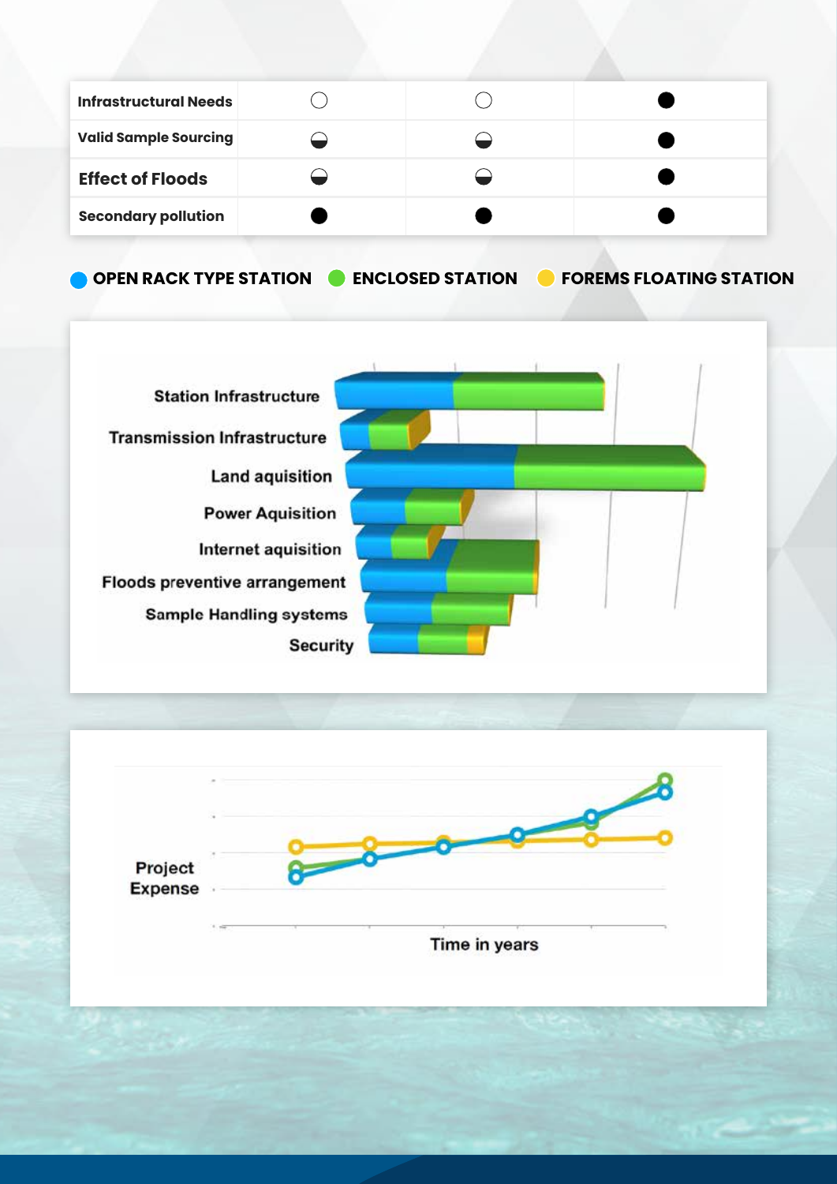| Infrastructural Needs | ○ | ○ | ● |
|---|---|---|---|
| Valid Sample Sourcing | ◒ | ◒ | ● |
| Effect of Floods | ◒ | ◒ | ● |
| Secondary pollution | ● | ● | ● |

● OPEN RACK TYPE STATION ● ENCLOSED STATION ● FOREMS FLOATING STATION

Station Infrastructure

Transmission Infrastructure

Land aquisition

Power Aquisition

Internet aquisition

Floods preventive arrangement

Sample Handling systems

Security

Project Expense

Time in years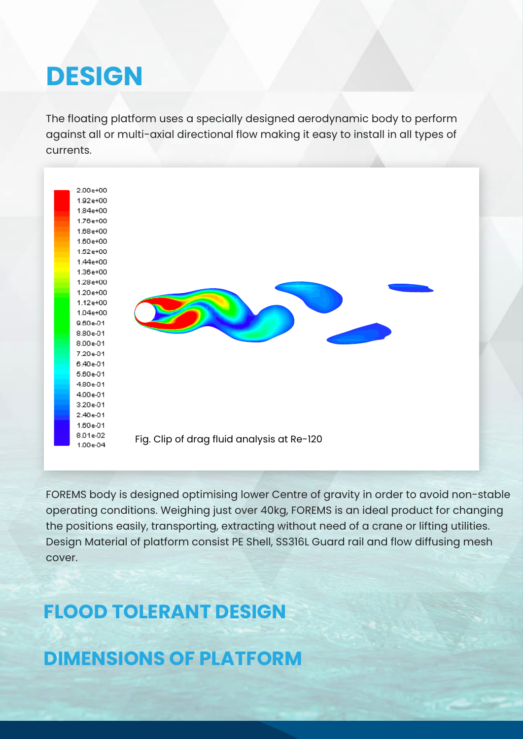# DESIGN

The floating platform uses a specially designed aerodynamic body to perform against all or multi-axial directional flow making it easy to install in all types of currents.

Fig. Clip of drag fluid analysis at Re-120

FOREMS body is designed optimising lower Centre of gravity in order to avoid non-stable operating conditions. Weighing just over 40kg, FOREMS is an ideal product for changing the positions easily, transporting, extracting without need of a crane or lifting utilities. Design Material of platform consist PE Shell, SS316L Guard rail and flow diffusing mesh cover.

## FLOOD TOLERANT DESIGN

## DIMENSIONS OF PLATFORM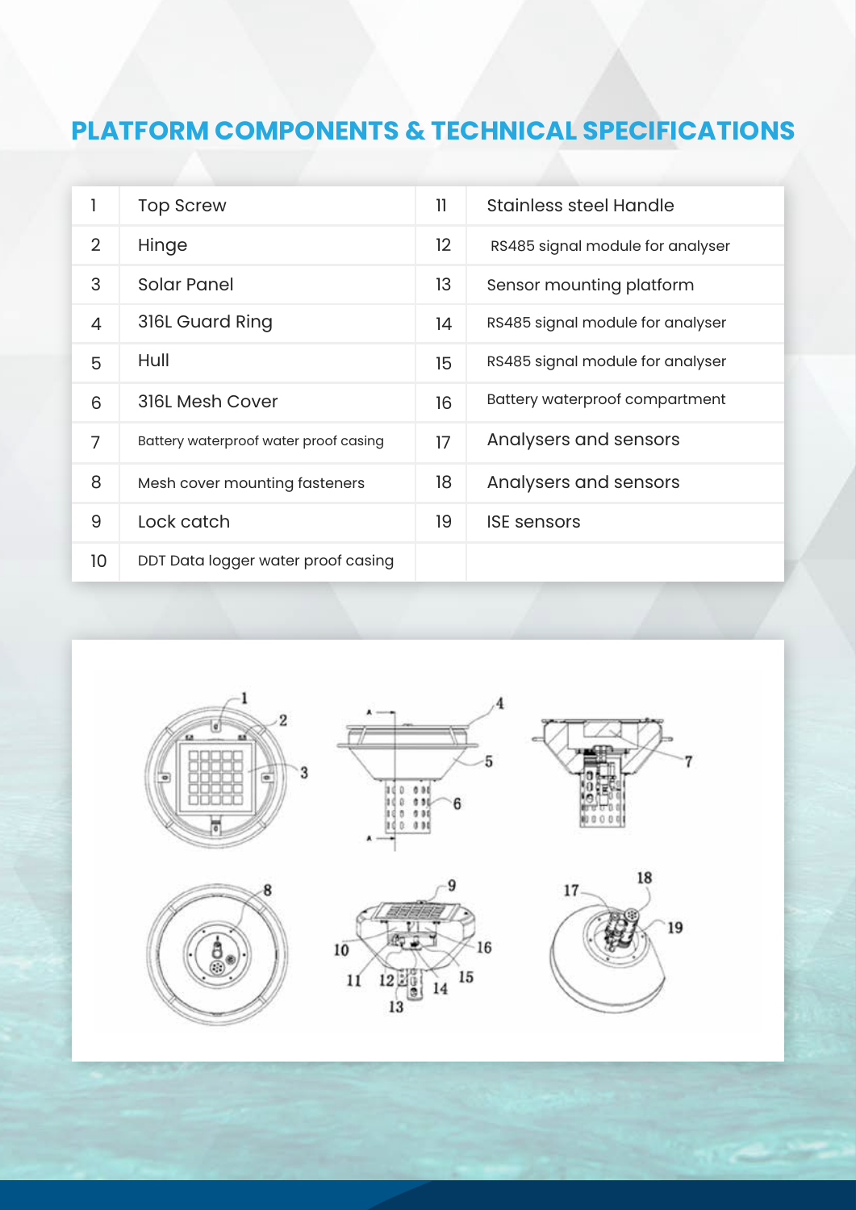# PLATFORM COMPONENTS & TECHNICAL SPECIFICATIONS

| | | | |
|---|---|---|---|
| 1 | Top Screw | 11 | Stainless steel Handle |
| 2 | Hinge | 12 | RS485 signal module for analyser |
| 3 | Solar Panel | 13 | Sensor mounting platform |
| 4 | 316L Guard Ring | 14 | RS485 signal module for analyser |
| 5 | Hull | 15 | RS485 signal module for analyser |
| 6 | 316L Mesh Cover | 16 | Battery waterproof compartment |
| 7 | Battery waterproof water proof casing | 17 | Analysers and sensors |
| 8 | Mesh cover mounting fasteners | 18 | Analysers and sensors |
| 9 | Lock catch | 19 | ISE sensors |
| 10 | DDT Data logger water proof casing | | |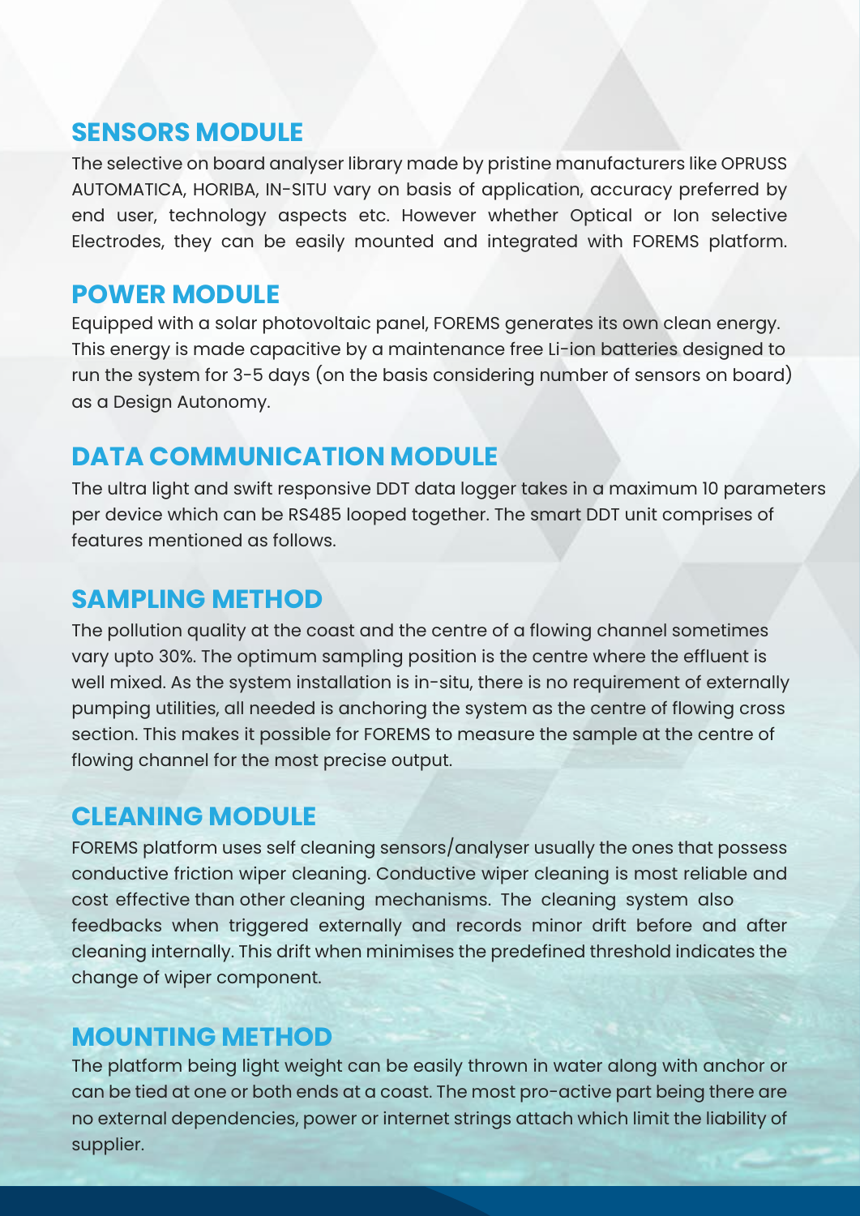## SENSORS MODULE

The selective on board analyser library made by pristine manufacturers like OPRUSS AUTOMATICA, HORIBA, IN-SITU vary on basis of application, accuracy preferred by end user, technology aspects etc. However whether Optical or Ion selective Electrodes, they can be easily mounted and integrated with FOREMS platform.

## POWER MODULE

Equipped with a solar photovoltaic panel, FOREMS generates its own clean energy. This energy is made capacitive by a maintenance free Li-ion batteries designed to run the system for 3-5 days (on the basis considering number of sensors on board) as a Design Autonomy.

## DATA COMMUNICATION MODULE

The ultra light and swift responsive DDT data logger takes in a maximum 10 parameters per device which can be RS485 looped together. The smart DDT unit comprises of features mentioned as follows.

## SAMPLING METHOD

The pollution quality at the coast and the centre of a flowing channel sometimes vary upto 30%. The optimum sampling position is the centre where the effluent is well mixed. As the system installation is in-situ, there is no requirement of externally pumping utilities, all needed is anchoring the system as the centre of flowing cross section. This makes it possible for FOREMS to measure the sample at the centre of flowing channel for the most precise output.

## CLEANING MODULE

FOREMS platform uses self cleaning sensors/analyser usually the ones that possess conductive friction wiper cleaning. Conductive wiper cleaning is most reliable and cost effective than other cleaning mechanisms. The cleaning system also feedbacks when triggered externally and records minor drift before and after cleaning internally. This drift when minimises the predefined threshold indicates the change of wiper component.

## MOUNTING METHOD

The platform being light weight can be easily thrown in water along with anchor or can be tied at one or both ends at a coast. The most pro-active part being there are no external dependencies, power or internet strings attach which limit the liability of supplier.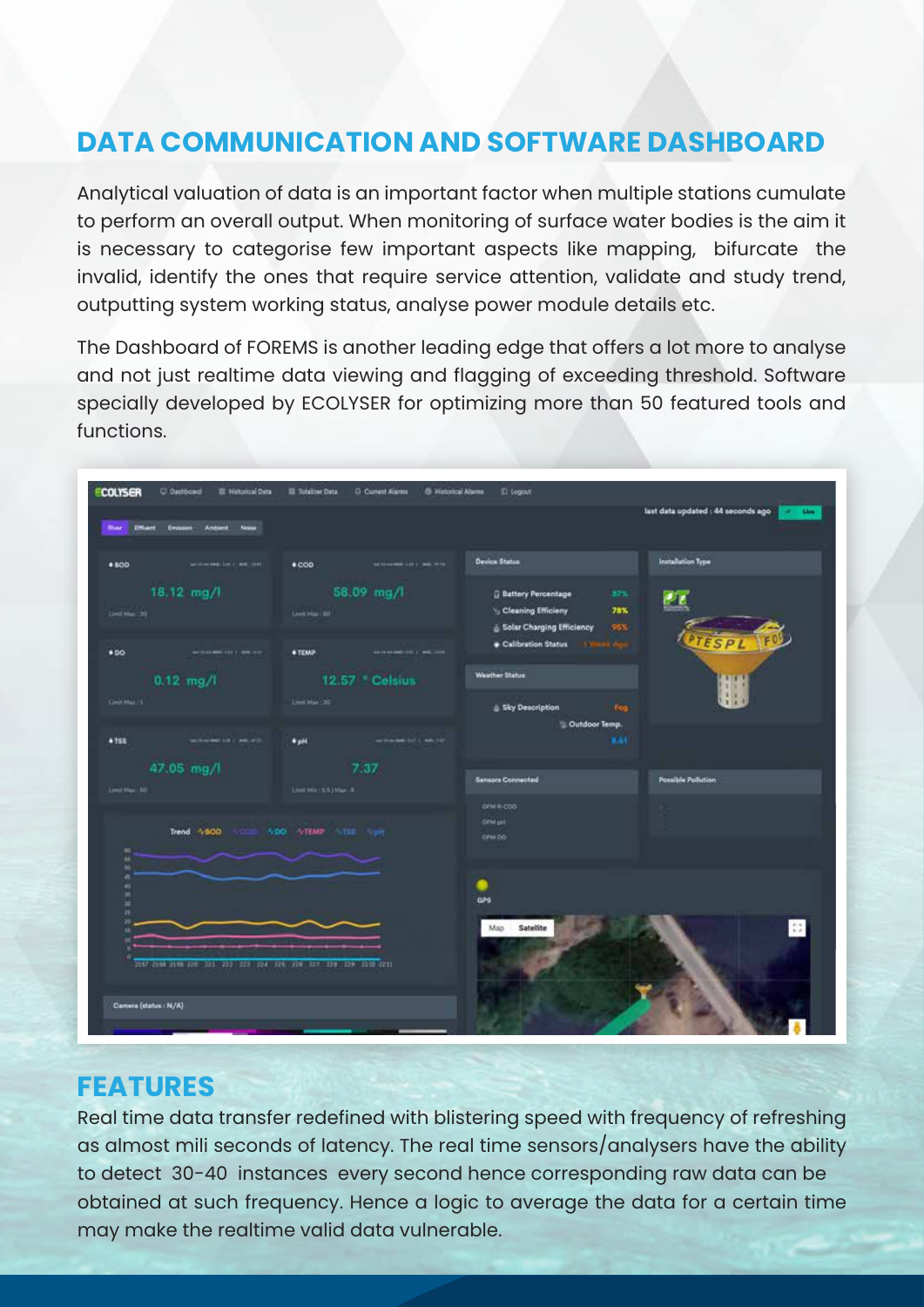## DATA COMMUNICATION AND SOFTWARE DASHBOARD

Analytical valuation of data is an important factor when multiple stations cumulate to perform an overall output. When monitoring of surface water bodies is the aim it is necessary to categorise few important aspects like mapping, bifurcate the invalid, identify the ones that require service attention, validate and study trend, outputting system working status, analyse power module details etc.

The Dashboard of FOREMS is another leading edge that offers a lot more to analyse and not just realtime data viewing and flagging of exceeding threshold. Software specially developed by ECOLYSER for optimizing more than 50 featured tools and functions.

## FEATURES

Real time data transfer redefined with blistering speed with frequency of refreshing as almost mili seconds of latency. The real time sensors/analysers have the ability to detect 30-40 instances every second hence corresponding raw data can be obtained at such frequency. Hence a logic to average the data for a certain time may make the realtime valid data vulnerable.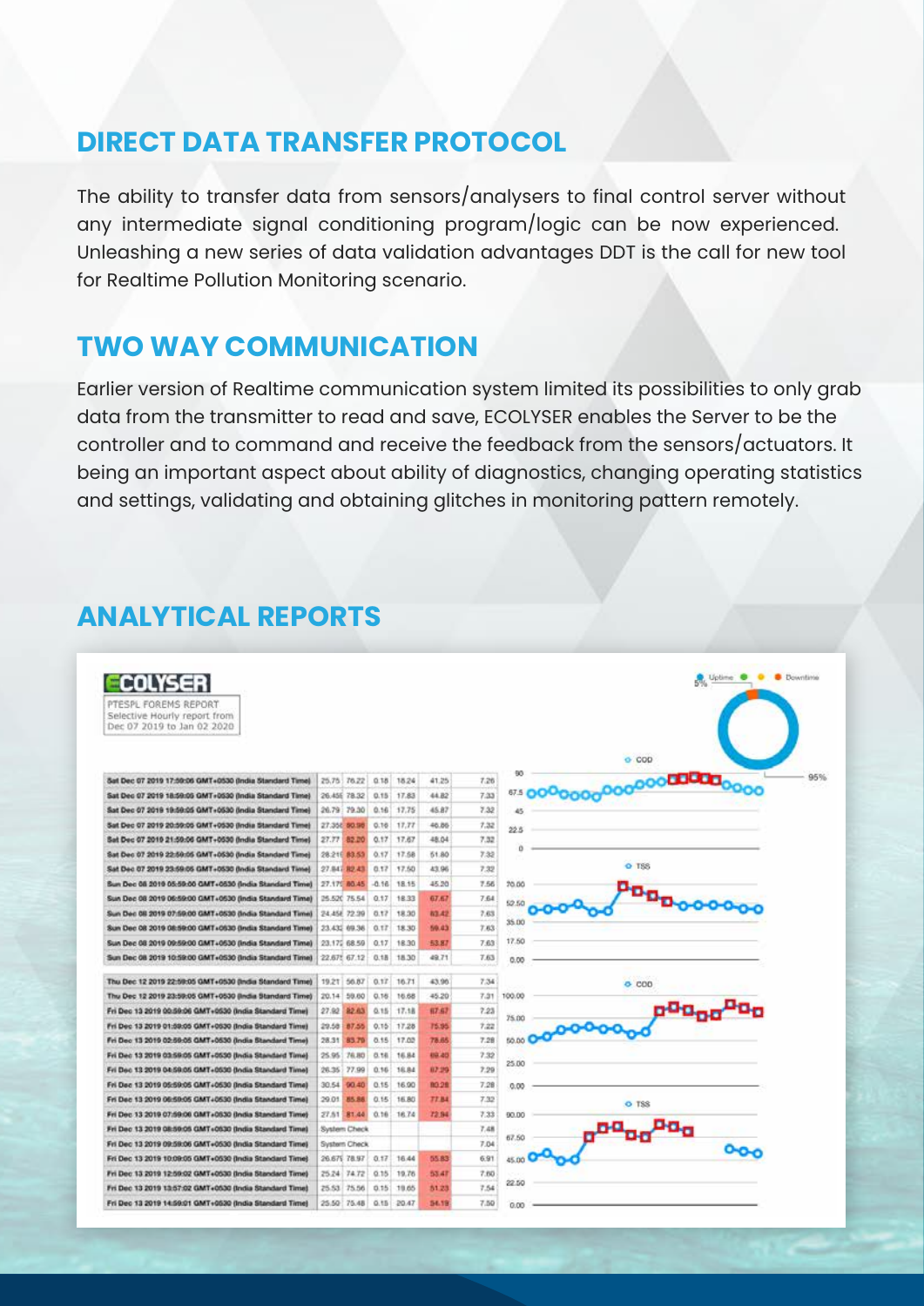## DIRECT DATA TRANSFER PROTOCOL

The ability to transfer data from sensors/analysers to final control server without any intermediate signal conditioning program/logic can be now experienced. Unleashing a new series of data validation advantages DDT is the call for new tool for Realtime Pollution Monitoring scenario.

## TWO WAY COMMUNICATION

Earlier version of Realtime communication system limited its possibilities to only grab data from the transmitter to read and save, ECOLYSER enables the Server to be the controller and to command and receive the feedback from the sensors/actuators. It being an important aspect about ability of diagnostics, changing operating statistics and settings, validating and obtaining glitches in monitoring pattern remotely.

## ANALYTICAL REPORTS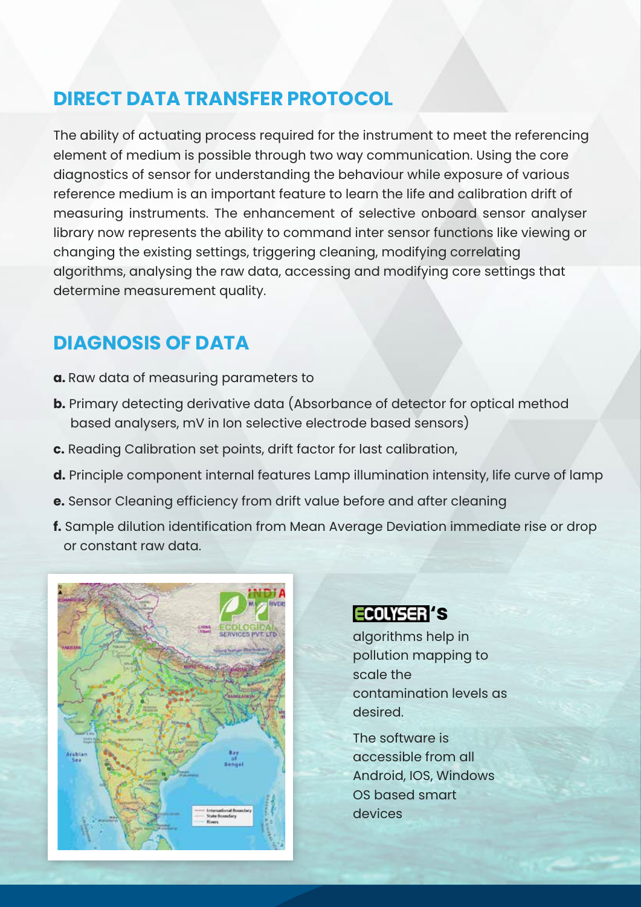## DIRECT DATA TRANSFER PROTOCOL

The ability of actuating process required for the instrument to meet the referencing element of medium is possible through two way communication. Using the core diagnostics of sensor for understanding the behaviour while exposure of various reference medium is an important feature to learn the life and calibration drift of measuring instruments. The enhancement of selective onboard sensor analyser library now represents the ability to command inter sensor functions like viewing or changing the existing settings, triggering cleaning, modifying correlating algorithms, analysing the raw data, accessing and modifying core settings that determine measurement quality.

## DIAGNOSIS OF DATA

**a.** Raw data of measuring parameters to

**b.** Primary detecting derivative data (Absorbance of detector for optical method based analysers, mV in Ion selective electrode based sensors)

**c.** Reading Calibration set points, drift factor for last calibration,

**d.** Principle component internal features Lamp illumination intensity, life curve of lamp

**e.** Sensor Cleaning efficiency from drift value before and after cleaning

**f.** Sample dilution identification from Mean Average Deviation immediate rise or drop or constant raw data.

**ECOLYSER'S**

algorithms help in pollution mapping to scale the contamination levels as desired.

The software is accessible from all Android, IOS, Windows OS based smart devices